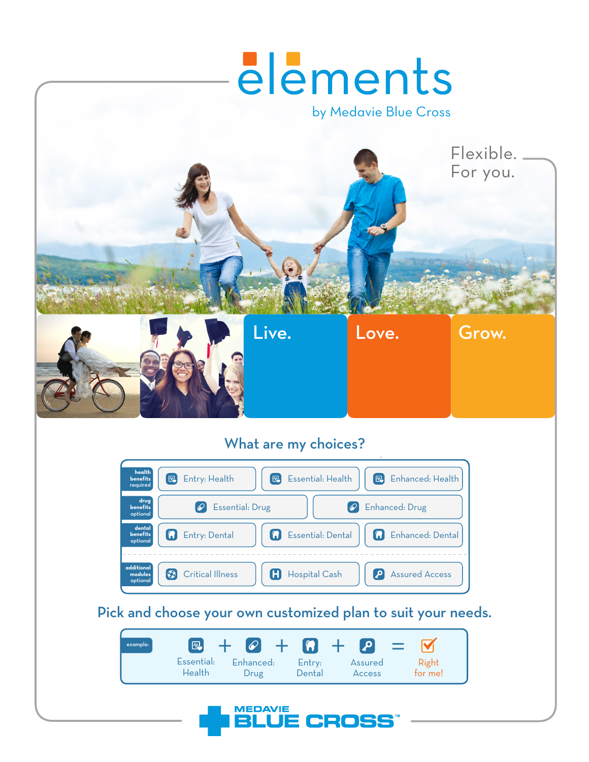# elements

by Medavie Blue Cross

Flexible.
For you.

Live. Love. Grow.

## What are my choices?

| | | | |
|---|---|---|---|
| health benefits required | Entry: Health | Essential: Health | Enhanced: Health |
| drug benefits optional | Essential: Drug | | Enhanced: Drug |
| dental benefits optional | Entry: Dental | Essential: Dental | Enhanced: Dental |
| additional modules optional | Critical Illness | Hospital Cash | Assured Access |

## Pick and choose your own customized plan to suit your needs.

example: Essential: Health + Enhanced: Drug + Entry: Dental + Assured Access = Right for me!

MEDAVIE BLUE CROSS™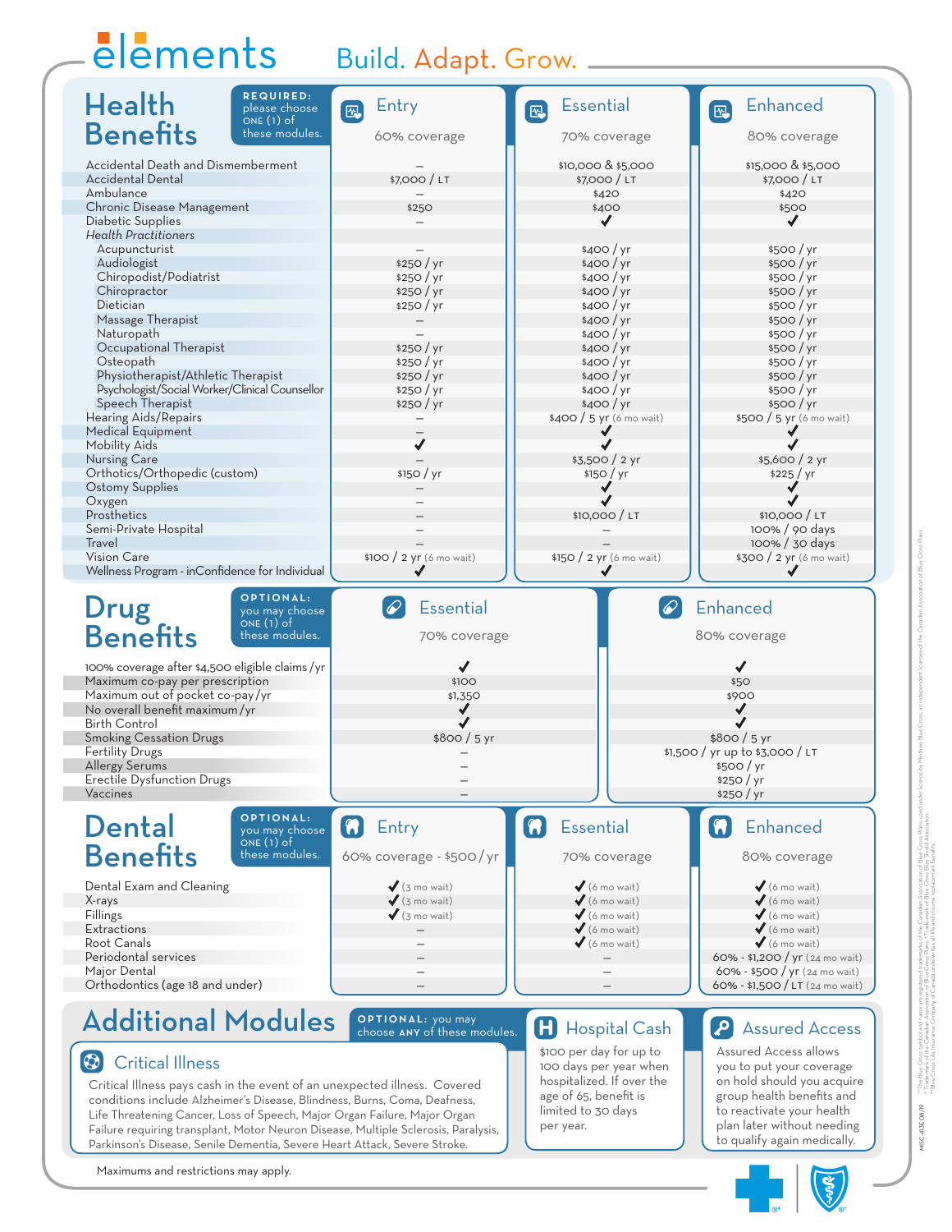# elements Build. Adapt. Grow.

## Health Benefits

**REQUIRED:** please choose ONE (1) of these modules.

| | Entry | Essential | Enhanced |
|---|---|---|---|
| | 60% coverage | 70% coverage | 80% coverage |
| Accidental Death and Dismemberment | – | $10,000 & $5,000 | $15,000 & $5,000 |
| Accidental Dental | $7,000 / LT | $7,000 / LT | $7,000 / LT |
| Ambulance | – | $420 | $420 |
| Chronic Disease Management | $250 | $400 | $500 |
| Diabetic Supplies | – | ✓ | ✓ |
| *Health Practitioners* | | | |
| Acupuncturist | – | $400 / yr | $500 / yr |
| Audiologist | $250 / yr | $400 / yr | $500 / yr |
| Chiropodist/Podiatrist | $250 / yr | $400 / yr | $500 / yr |
| Chiropractor | $250 / yr | $400 / yr | $500 / yr |
| Dietician | $250 / yr | $400 / yr | $500 / yr |
| Massage Therapist | – | $400 / yr | $500 / yr |
| Naturopath | – | $400 / yr | $500 / yr |
| Occupational Therapist | $250 / yr | $400 / yr | $500 / yr |
| Osteopath | $250 / yr | $400 / yr | $500 / yr |
| Physiotherapist/Athletic Therapist | $250 / yr | $400 / yr | $500 / yr |
| Psychologist/Social Worker/Clinical Counsellor | $250 / yr | $400 / yr | $500 / yr |
| Speech Therapist | $250 / yr | $400 / yr | $500 / yr |
| Hearing Aids/Repairs | – | $400 / 5 yr (6 mo wait) | $500 / 5 yr (6 mo wait) |
| Medical Equipment | – | ✓ | ✓ |
| Mobility Aids | ✓ | ✓ | ✓ |
| Nursing Care | – | $3,500 / 2 yr | $5,600 / 2 yr |
| Orthotics/Orthopedic (custom) | $150 / yr | $150 / yr | $225 / yr |
| Ostomy Supplies | – | ✓ | ✓ |
| Oxygen | – | ✓ | ✓ |
| Prosthetics | – | $10,000 / LT | $10,000 / LT |
| Semi-Private Hospital | – | – | 100% / 90 days |
| Travel | – | – | 100% / 30 days |
| Vision Care | $100 / 2 yr (6 mo wait) | $150 / 2 yr (6 mo wait) | $300 / 2 yr (6 mo wait) |
| Wellness Program - inConfidence for Individual | ✓ | ✓ | ✓ |

## Drug Benefits

**OPTIONAL:** you may choose ONE (1) of these modules.

| | Essential | Enhanced |
|---|---|---|
| | 70% coverage | 80% coverage |
| 100% coverage after $4,500 eligible claims /yr | ✓ | ✓ |
| Maximum co-pay per prescription | $100 | $50 |
| Maximum out of pocket co-pay/yr | $1,350 | $900 |
| No overall benefit maximum/yr | ✓ | ✓ |
| Birth Control | ✓ | ✓ |
| Smoking Cessation Drugs | $800 / 5 yr | $800 / 5 yr |
| Fertility Drugs | – | $1,500 / yr up to $3,000 / LT |
| Allergy Serums | – | $500 / yr |
| Erectile Dysfunction Drugs | – | $250 / yr |
| Vaccines | – | $250 / yr |

## Dental Benefits

**OPTIONAL:** you may choose ONE (1) of these modules.

| | Entry | Essential | Enhanced |
|---|---|---|---|
| | 60% coverage - $500 / yr | 70% coverage | 80% coverage |
| Dental Exam and Cleaning | ✓ (3 mo wait) | ✓ (6 mo wait) | ✓ (6 mo wait) |
| X-rays | ✓ (3 mo wait) | ✓ (6 mo wait) | ✓ (6 mo wait) |
| Fillings | ✓ (3 mo wait) | ✓ (6 mo wait) | ✓ (6 mo wait) |
| Extractions | – | ✓ (6 mo wait) | ✓ (6 mo wait) |
| Root Canals | – | ✓ (6 mo wait) | ✓ (6 mo wait) |
| Periodontal services | – | – | 60% - $1,200 / yr (24 mo wait) |
| Major Dental | – | – | 60% - $500 / yr (24 mo wait) |
| Orthodontics (age 18 and under) | – | – | 60% - $1,500 / LT (24 mo wait) |

## Additional Modules

**OPTIONAL:** you may choose **ANY** of these modules.

### Critical Illness

Critical Illness pays cash in the event of an unexpected illness. Covered conditions include Alzheimer's Disease, Blindness, Burns, Coma, Deafness, Life Threatening Cancer, Loss of Speech, Major Organ Failure, Major Organ Failure requiring transplant, Motor Neuron Disease, Multiple Sclerosis, Paralysis, Parkinson's Disease, Senile Dementia, Severe Heart Attack, Severe Stroke.

### Hospital Cash

$100 per day for up to 100 days per year when hospitalized. If over the age of 65, benefit is limited to 30 days per year.

### Assured Access

Assured Access allows you to put your coverage on hold should you acquire group health benefits and to reactivate your health plan later without needing to qualify again medically.

Maximums and restrictions may apply.